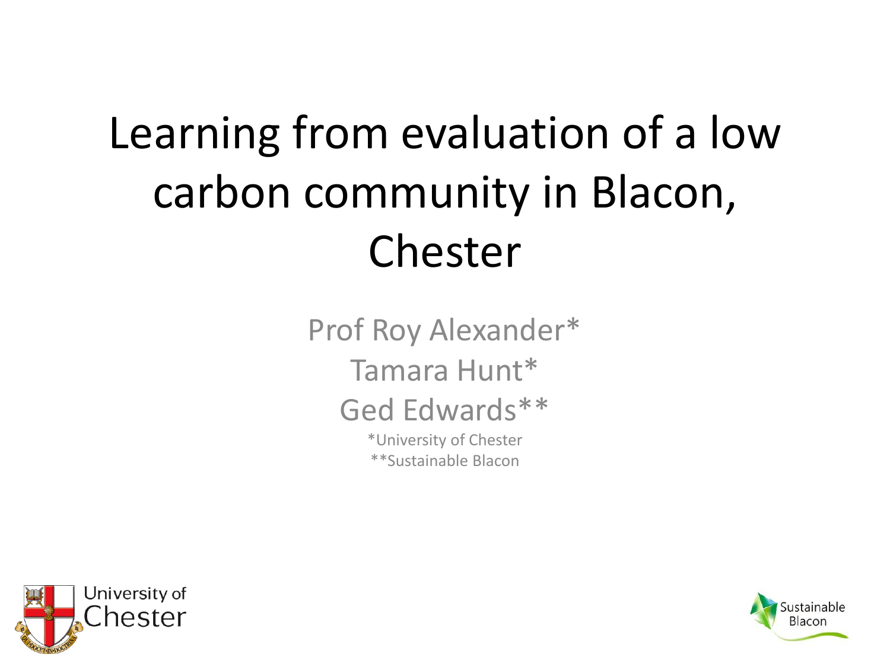# Learning from evaluation of a low carbon community in Blacon, Chester

Prof Roy Alexander*

Tamara Hunt*

Ged Edwards**

*University of Chester

**Sustainable Blacon

University of Chester

Sustainable Blacon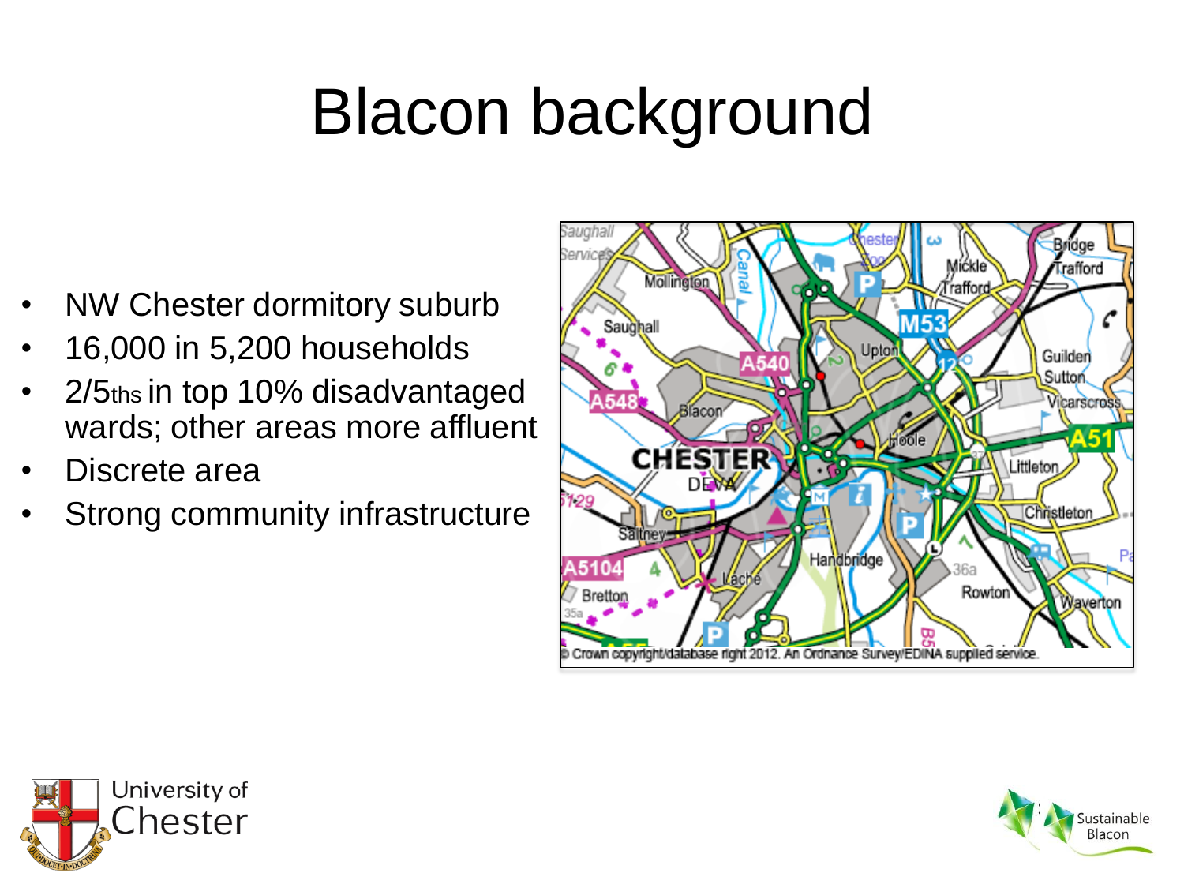# Blacon background

- NW Chester dormitory suburb
- 16,000 in 5,200 households
- 2/5ths in top 10% disadvantaged wards; other areas more affluent
- Discrete area
- Strong community infrastructure

© Crown copyright/database right 2012. An Ordnance Survey/EDINA supplied service.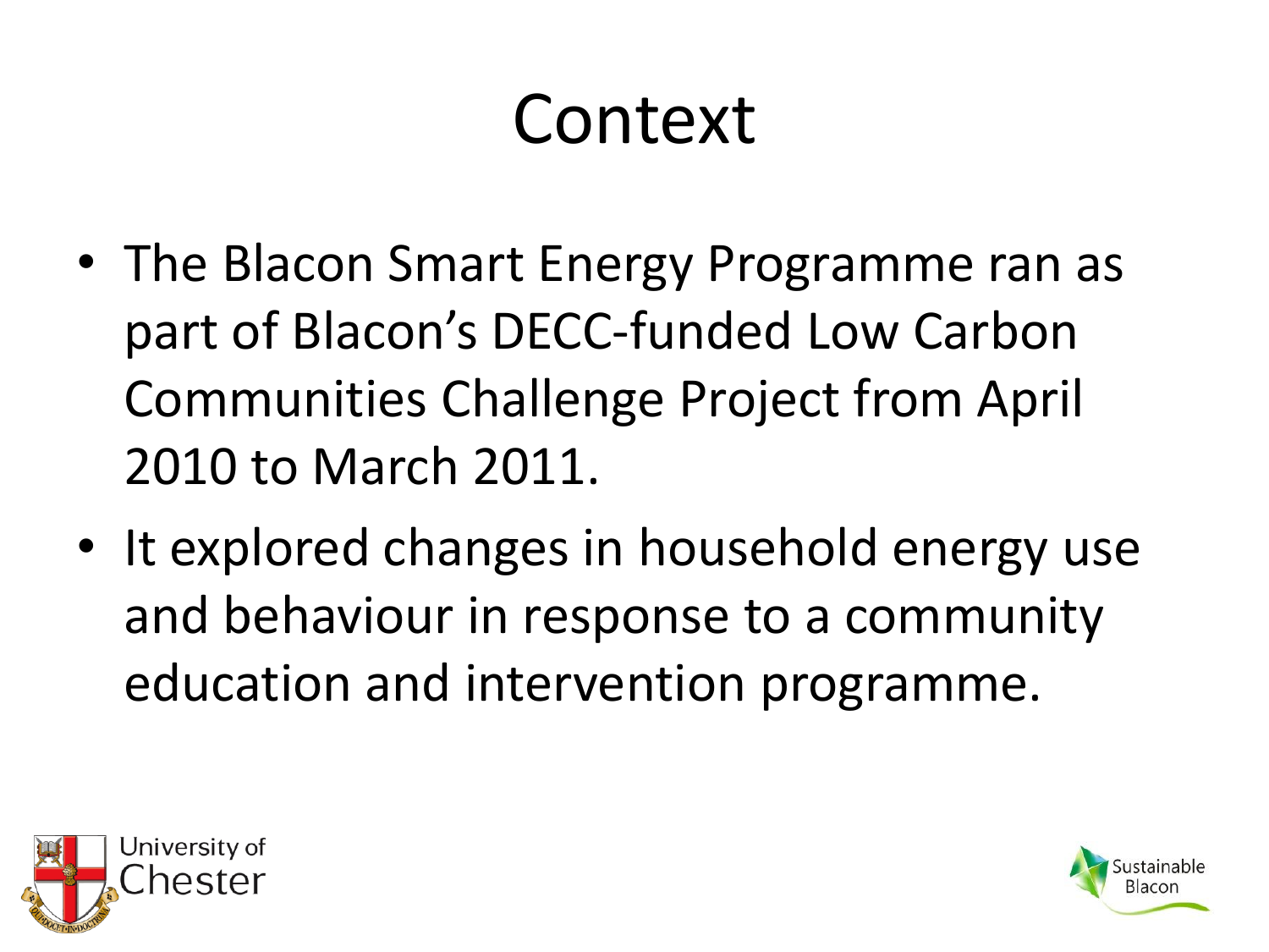# Context

- The Blacon Smart Energy Programme ran as part of Blacon's DECC-funded Low Carbon Communities Challenge Project from April 2010 to March 2011.
- It explored changes in household energy use and behaviour in response to a community education and intervention programme.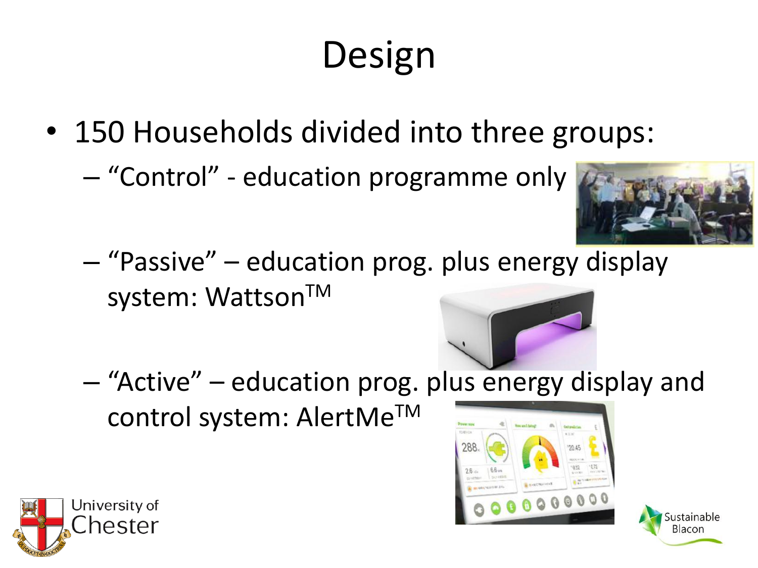# Design

- 150 Households divided into three groups:
  - "Control" - education programme only
  - "Passive" – education prog. plus energy display system: Wattson™
  - "Active" – education prog. plus energy display and control system: AlertMe™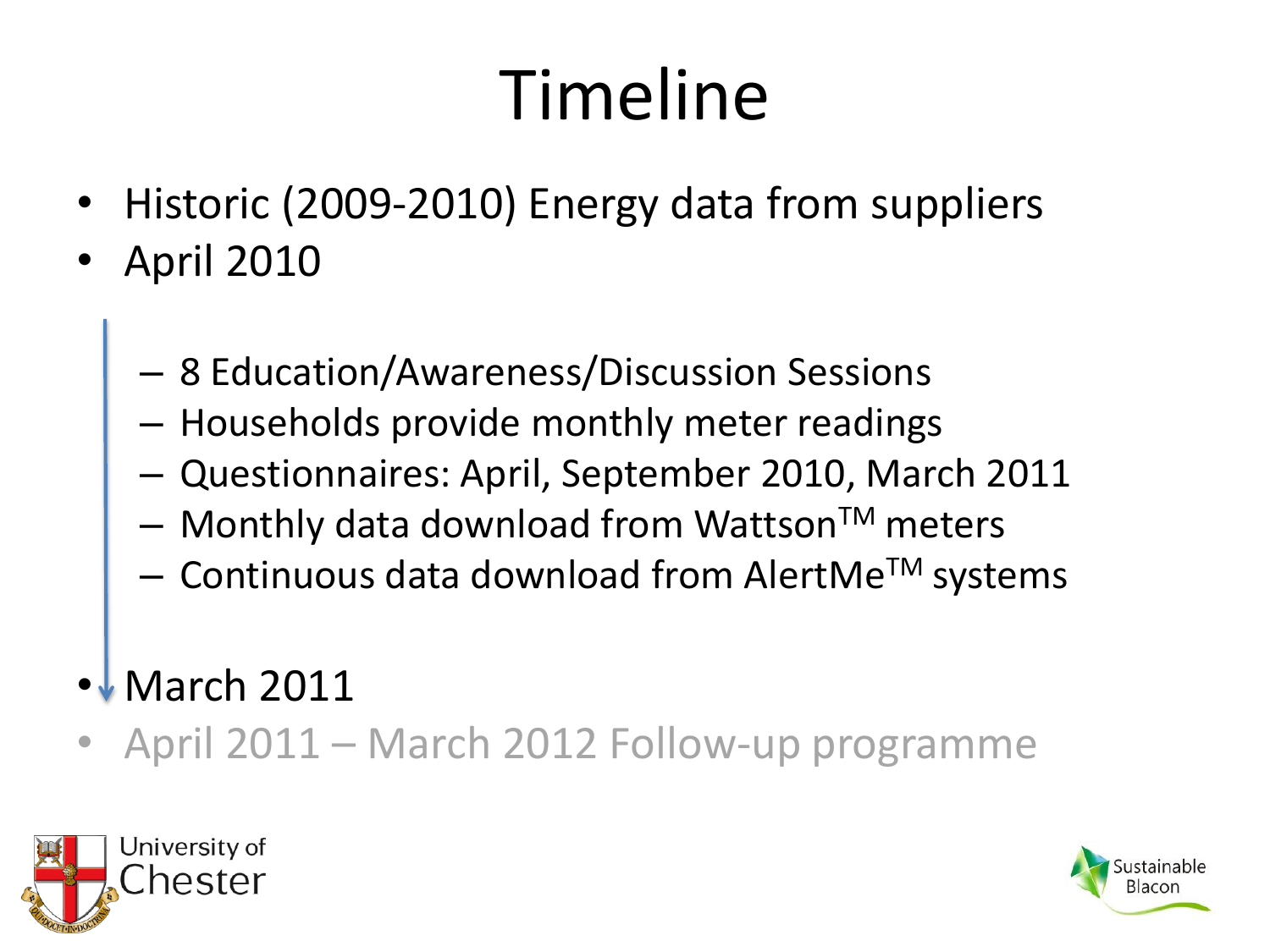# Timeline

- Historic (2009-2010) Energy data from suppliers
- April 2010
  - 8 Education/Awareness/Discussion Sessions
  - Households provide monthly meter readings
  - Questionnaires: April, September 2010, March 2011
  - Monthly data download from Wattson$^{TM}$ meters
  - Continuous data download from AlertMe$^{TM}$ systems
- March 2011
- April 2011 – March 2012 Follow-up programme

University of Chester

Sustainable Blacon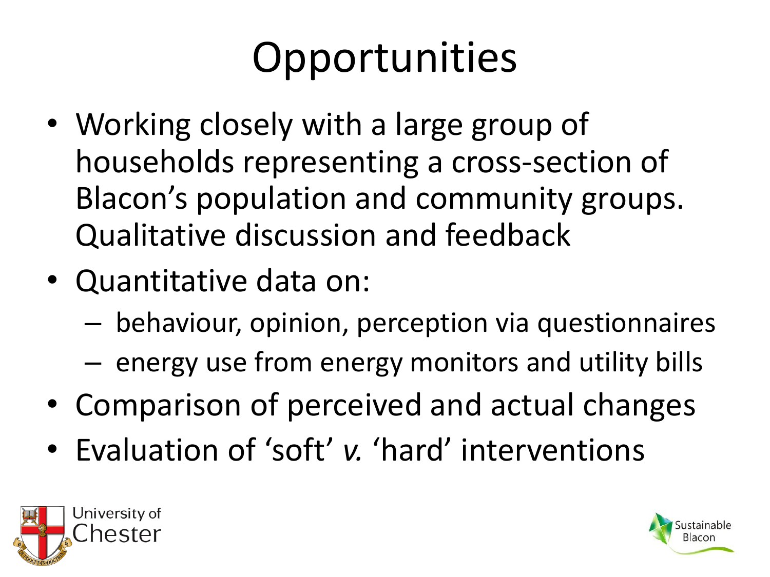# Opportunities

- Working closely with a large group of households representing a cross-section of Blacon's population and community groups. Qualitative discussion and feedback
- Quantitative data on:
  - behaviour, opinion, perception via questionnaires
  - energy use from energy monitors and utility bills
- Comparison of perceived and actual changes
- Evaluation of 'soft' *v.* 'hard' interventions

University of Chester

Sustainable Blacon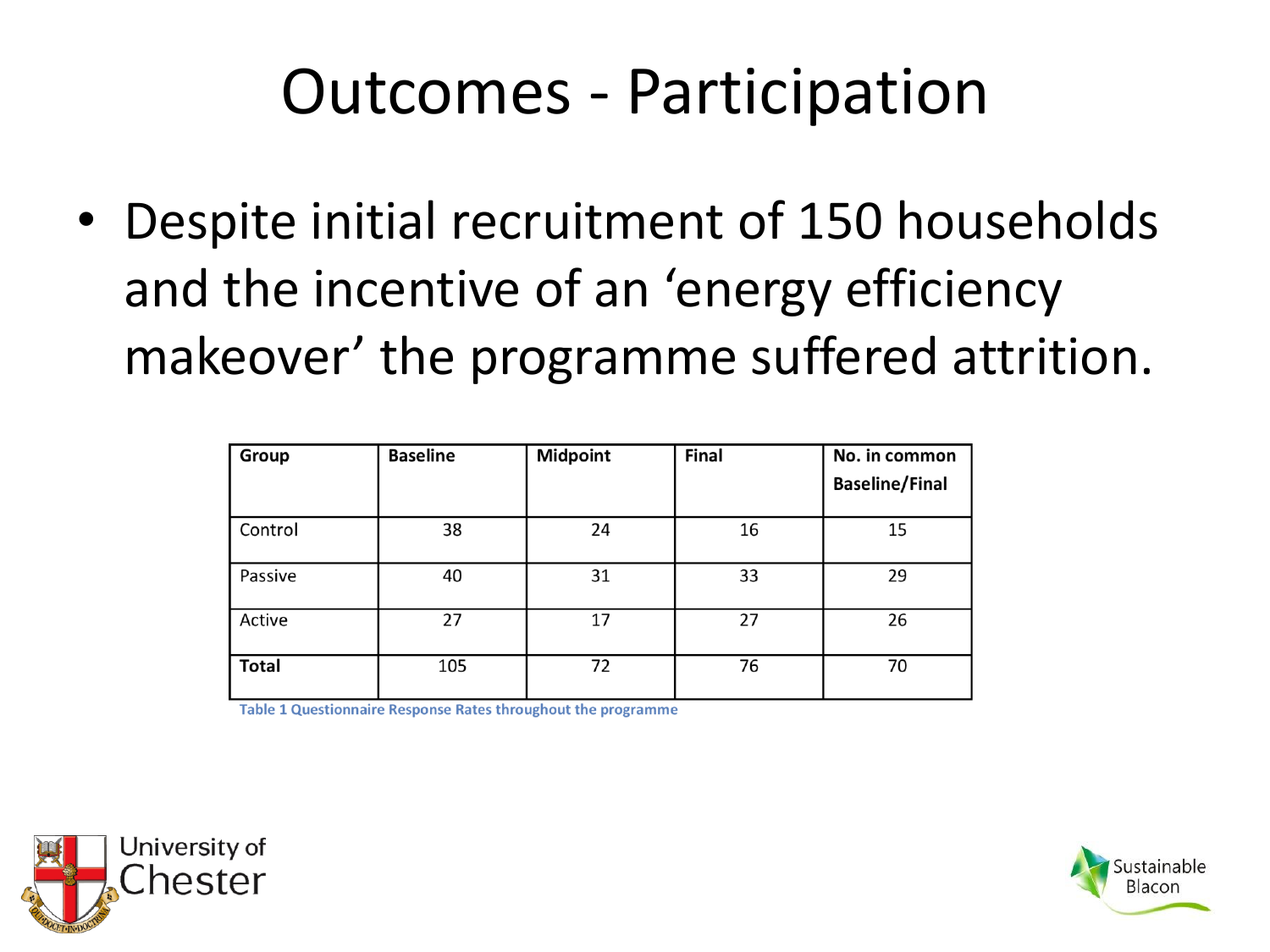# Outcomes - Participation

- Despite initial recruitment of 150 households and the incentive of an 'energy efficiency makeover' the programme suffered attrition.

| Group | Baseline | Midpoint | Final | No. in common Baseline/Final |
|---|---|---|---|---|
| Control | 38 | 24 | 16 | 15 |
| Passive | 40 | 31 | 33 | 29 |
| Active | 27 | 17 | 27 | 26 |
| **Total** | 105 | 72 | 76 | 70 |

Table 1 Questionnaire Response Rates throughout the programme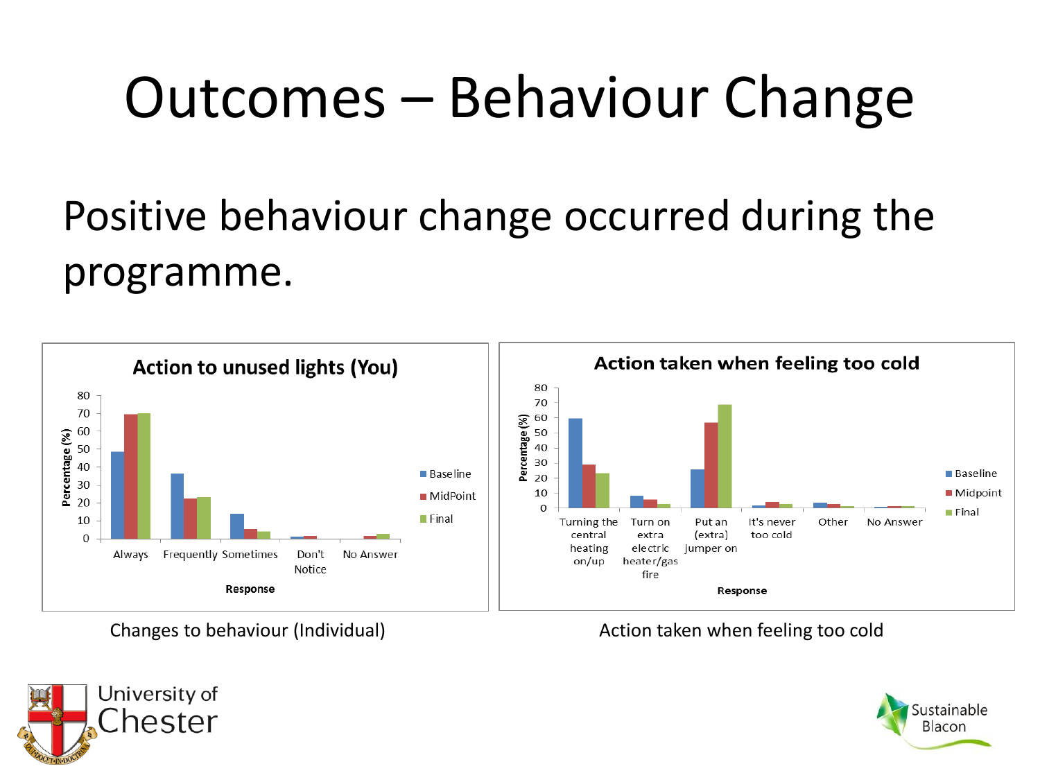# Outcomes – Behaviour Change

Positive behaviour change occurred during the programme.

**Action to unused lights (You)**

Changes to behaviour (Individual)

**Action taken when feeling too cold**

Action taken when feeling too cold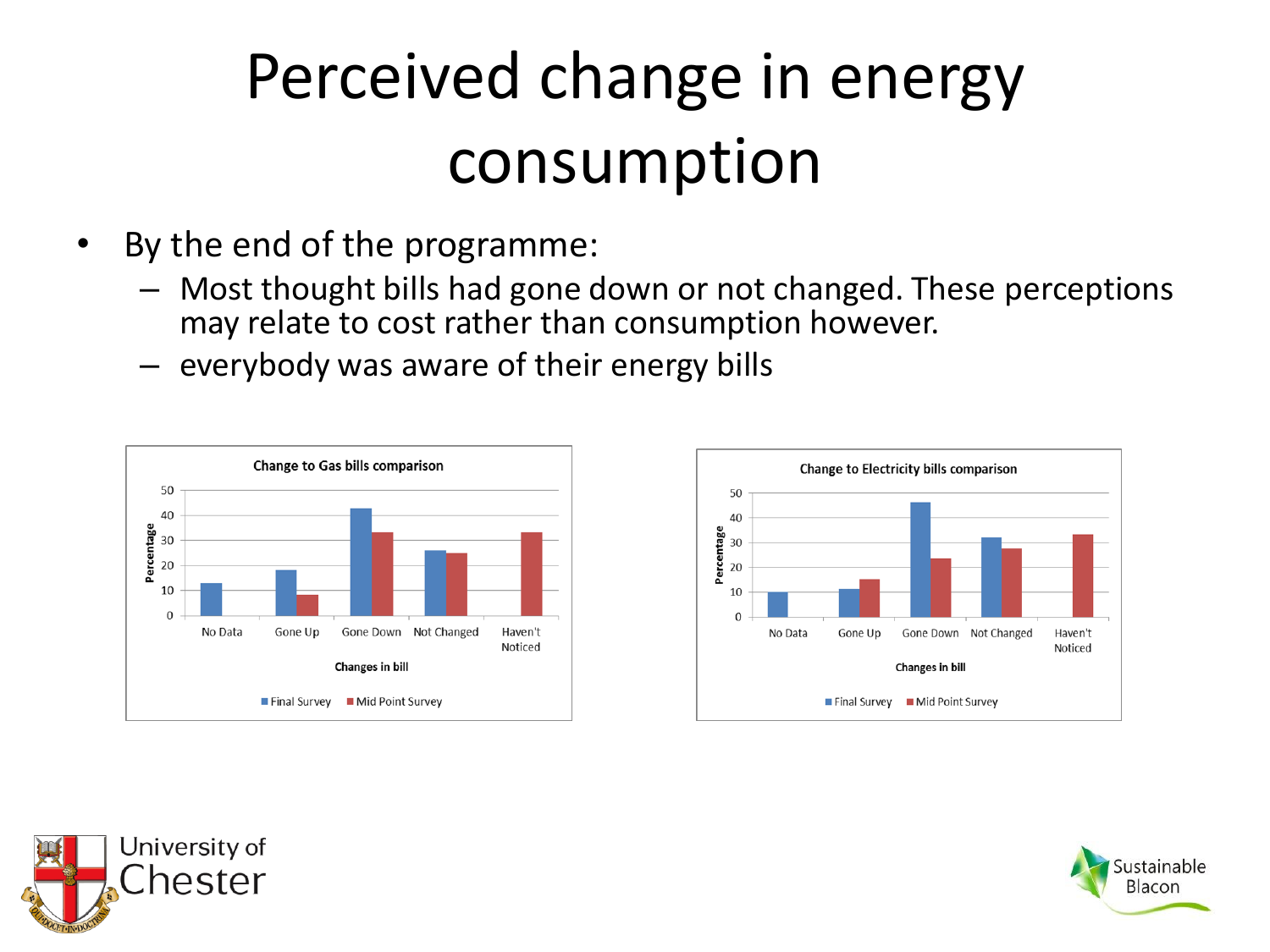# Perceived change in energy consumption

- By the end of the programme:
  - Most thought bills had gone down or not changed. These perceptions may relate to cost rather than consumption however.
  - everybody was aware of their energy bills

**Change to Gas bills comparison**

Percentage (0–50) by Changes in bill: No Data, Gone Up, Gone Down, Not Changed, Haven't Noticed

Final Survey · Mid Point Survey

**Change to Electricity bills comparison**

Percentage (0–50) by Changes in bill: No Data, Gone Up, Gone Down, Not Changed, Haven't Noticed

Final Survey · Mid Point Survey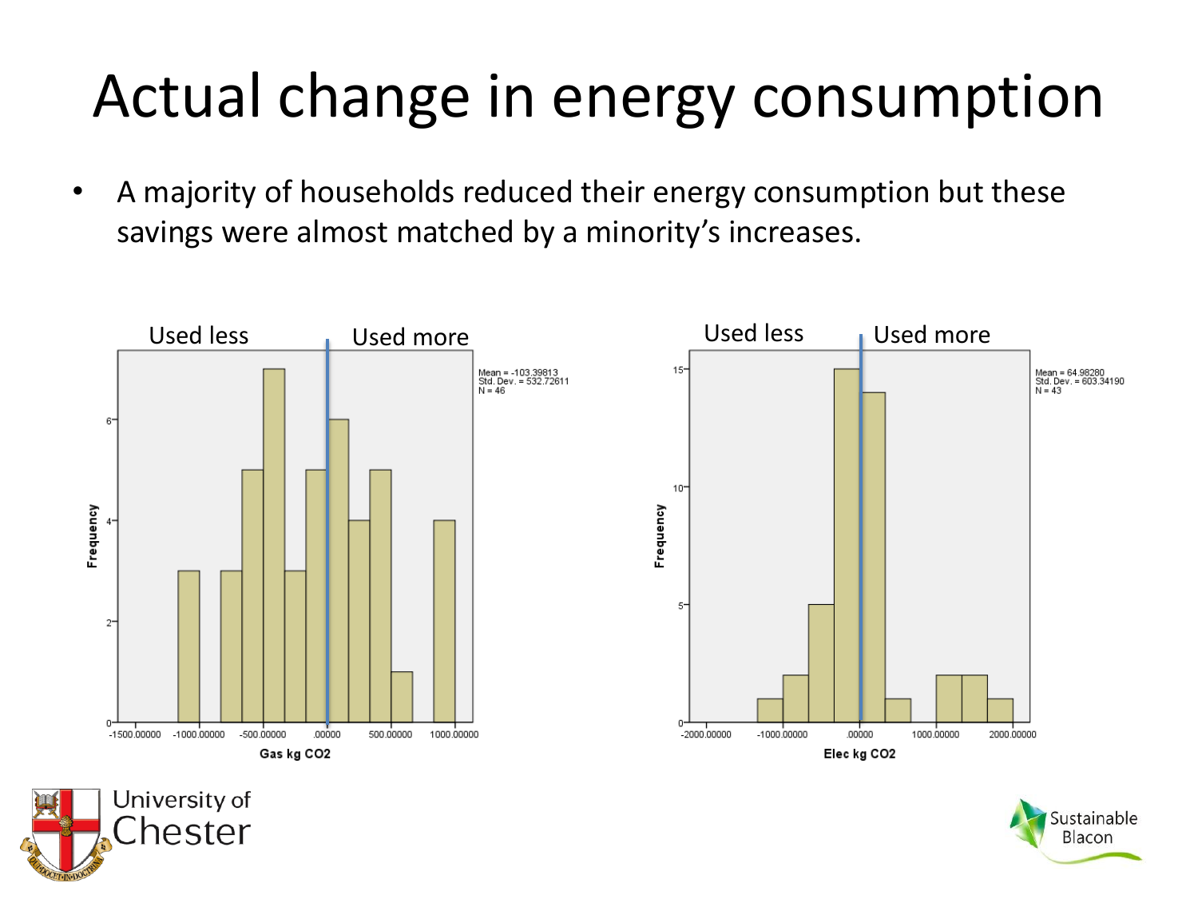# Actual change in energy consumption

- A majority of households reduced their energy consumption but these savings were almost matched by a minority's increases.

Used less | Used more

Mean = -103.39813
Std. Dev. = 532.72611
N = 46

Frequency

Gas kg CO2

Used less | Used more

Mean = 64.98280
Std. Dev. = 603.34190
N = 43

Frequency

Elec kg CO2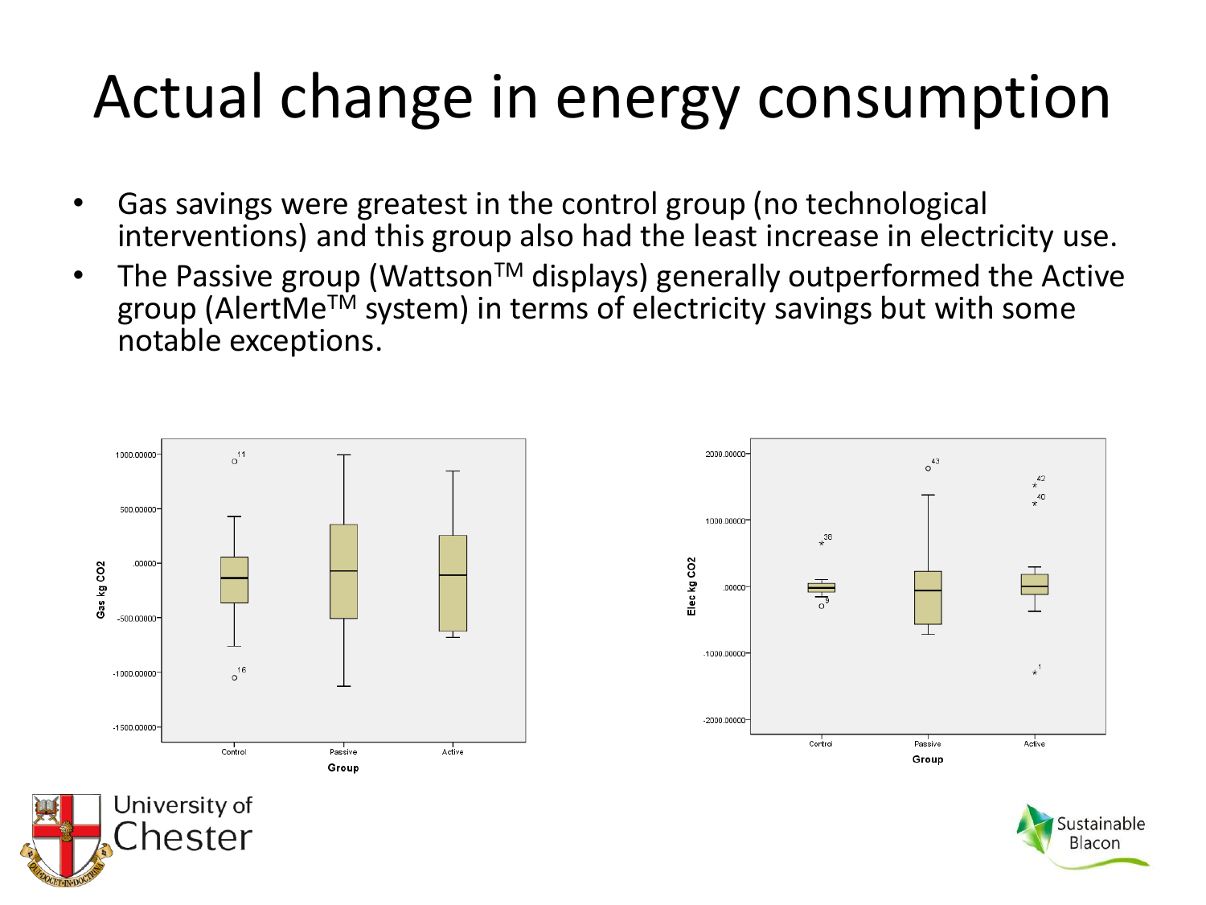# Actual change in energy consumption

- Gas savings were greatest in the control group (no technological interventions) and this group also had the least increase in electricity use.
- The Passive group (Wattson$^{TM}$ displays) generally outperformed the Active group (AlertMe$^{TM}$ system) in terms of electricity savings but with some notable exceptions.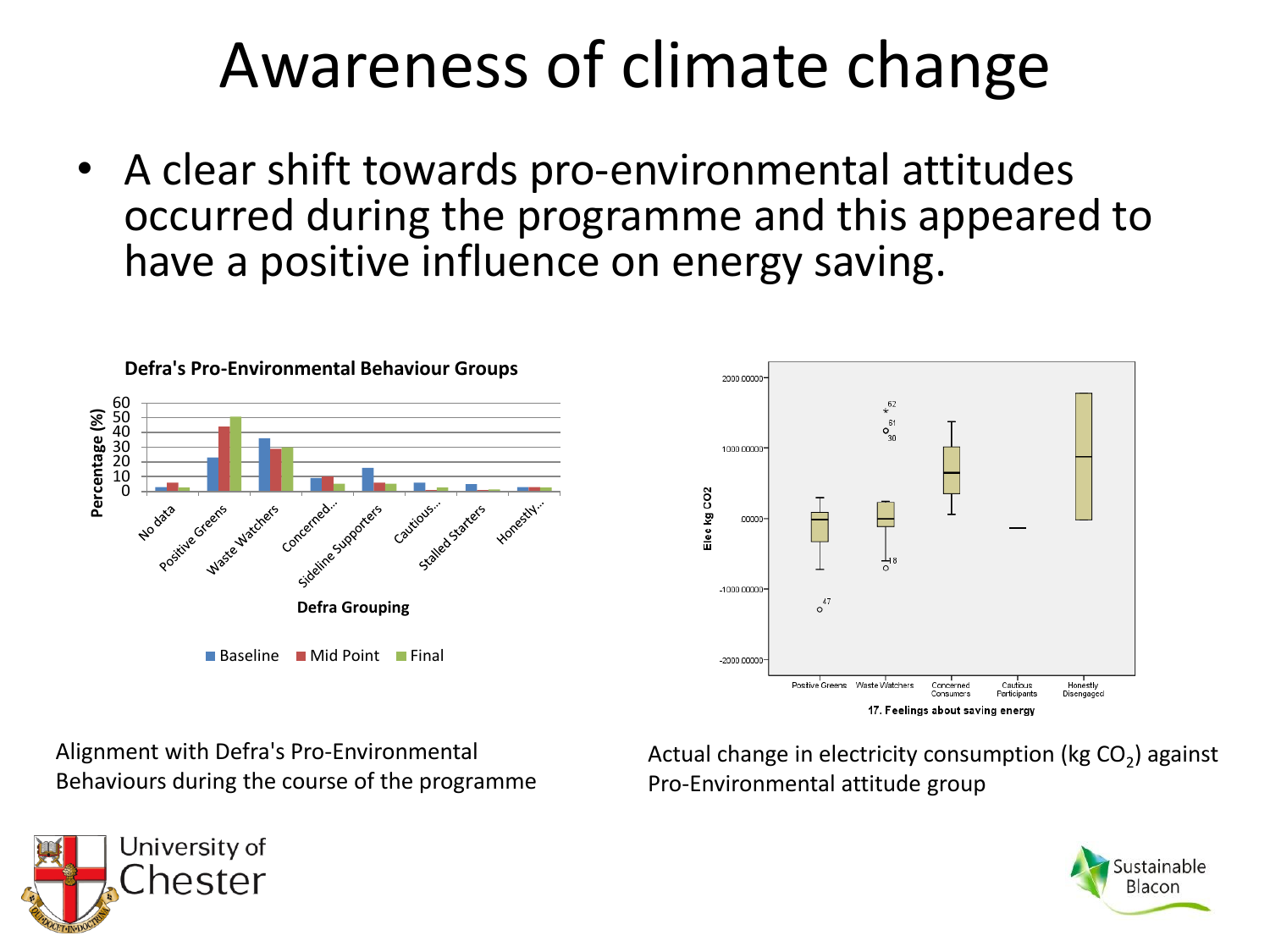# Awareness of climate change

- A clear shift towards pro-environmental attitudes occurred during the programme and this appeared to have a positive influence on energy saving.

Alignment with Defra's Pro-Environmental Behaviours during the course of the programme

Actual change in electricity consumption (kg $CO_2$) against Pro-Environmental attitude group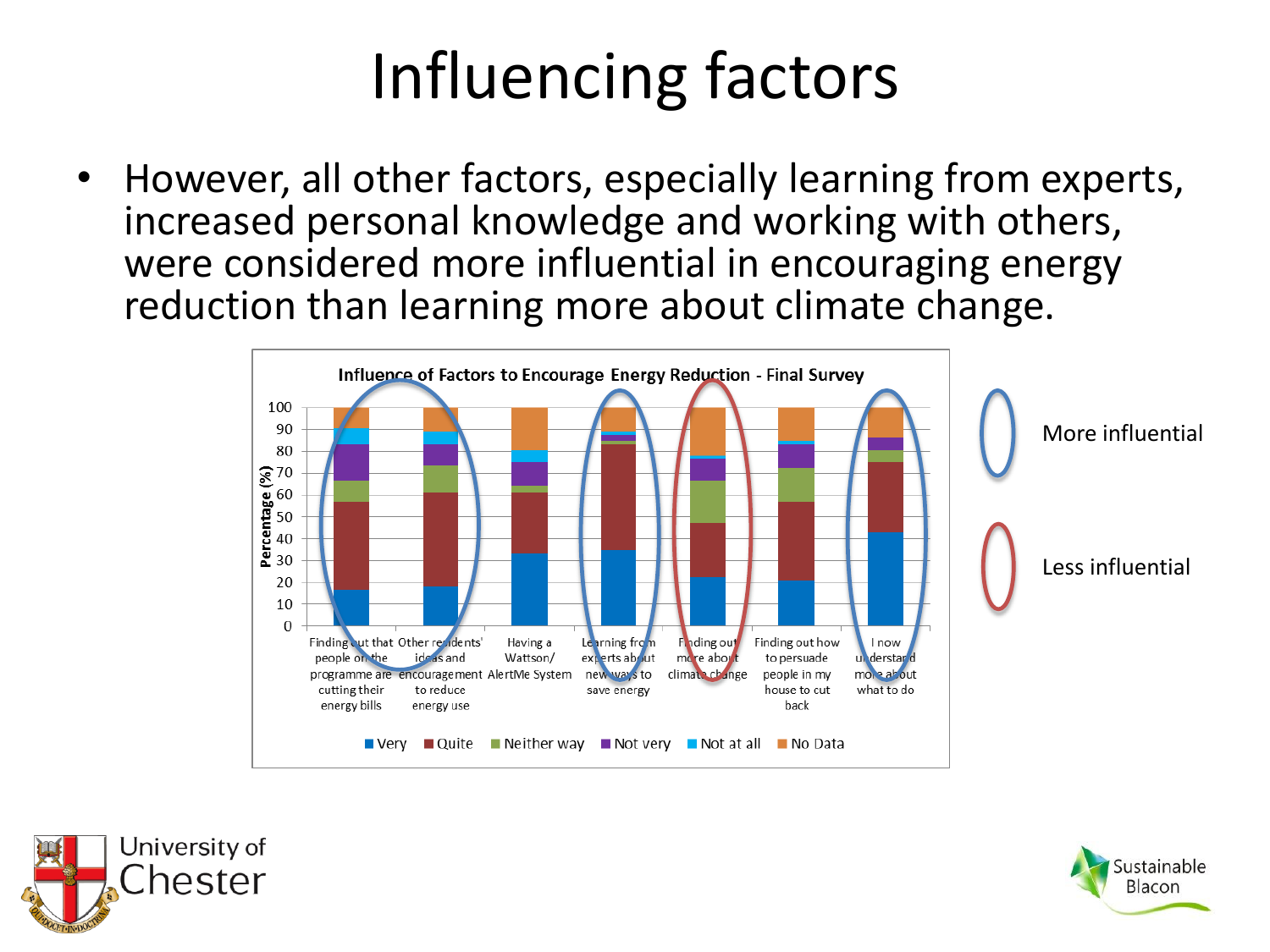# Influencing factors

- However, all other factors, especially learning from experts, increased personal knowledge and working with others, were considered more influential in encouraging energy reduction than learning more about climate change.

**Influence of Factors to Encourage Energy Reduction - Final Survey**

Percentage (%): 0, 10, 20, 30, 40, 50, 60, 70, 80, 90, 100

Finding out that people on the programme are cutting their energy bills | Other residents' ideas and encouragement to reduce energy use | Having a Wattson/ AlertMe System | Learning from experts about new ways to save energy | Finding out more about climate change | Finding out how to persuade people in my house to cut back | I now understand more about what to do

Very | Quite | Neither way | Not very | Not at all | No Data

More influential

Less influential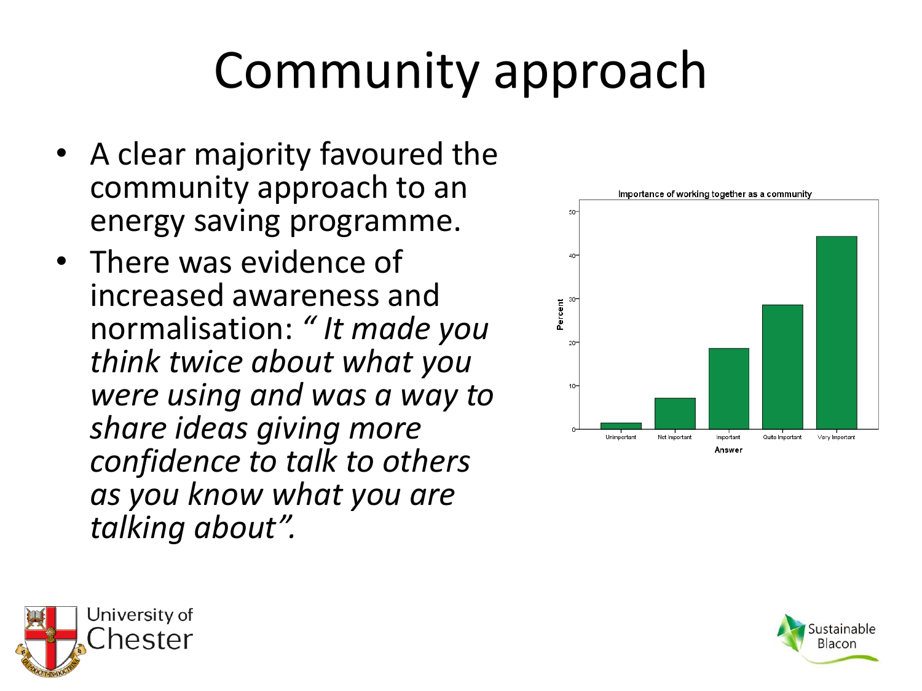# Community approach

- A clear majority favoured the community approach to an energy saving programme.
- There was evidence of increased awareness and normalisation: *" It made you think twice about what you were using and was a way to share ideas giving more confidence to talk to others as you know what you are talking about".*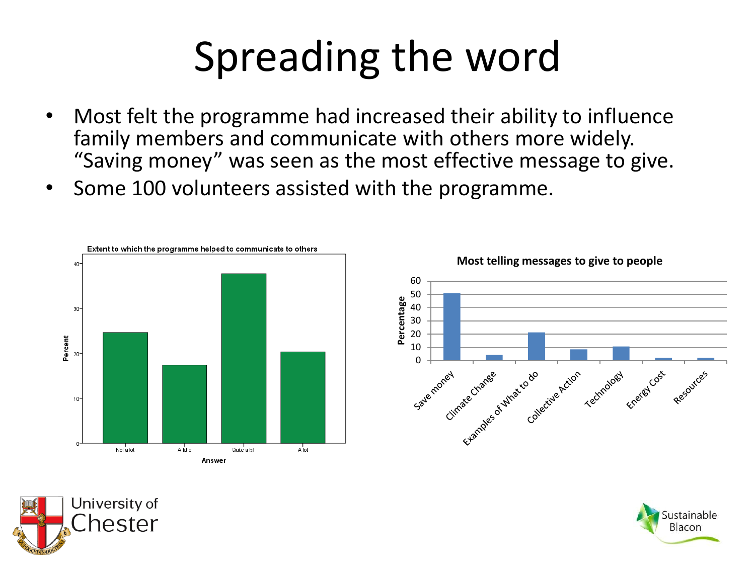# Spreading the word

- Most felt the programme had increased their ability to influence family members and communicate with others more widely. "Saving money" was seen as the most effective message to give.
- Some 100 volunteers assisted with the programme.

**Extent to which the programme helped to communicate to others**

Percent

Not a lot | A little | Quite a bit | A lot

Answer

**Most telling messages to give to people**

Percentage

Save money | Climate Change | Examples of What to do | Collective Action | Technology | Energy Cost | Resources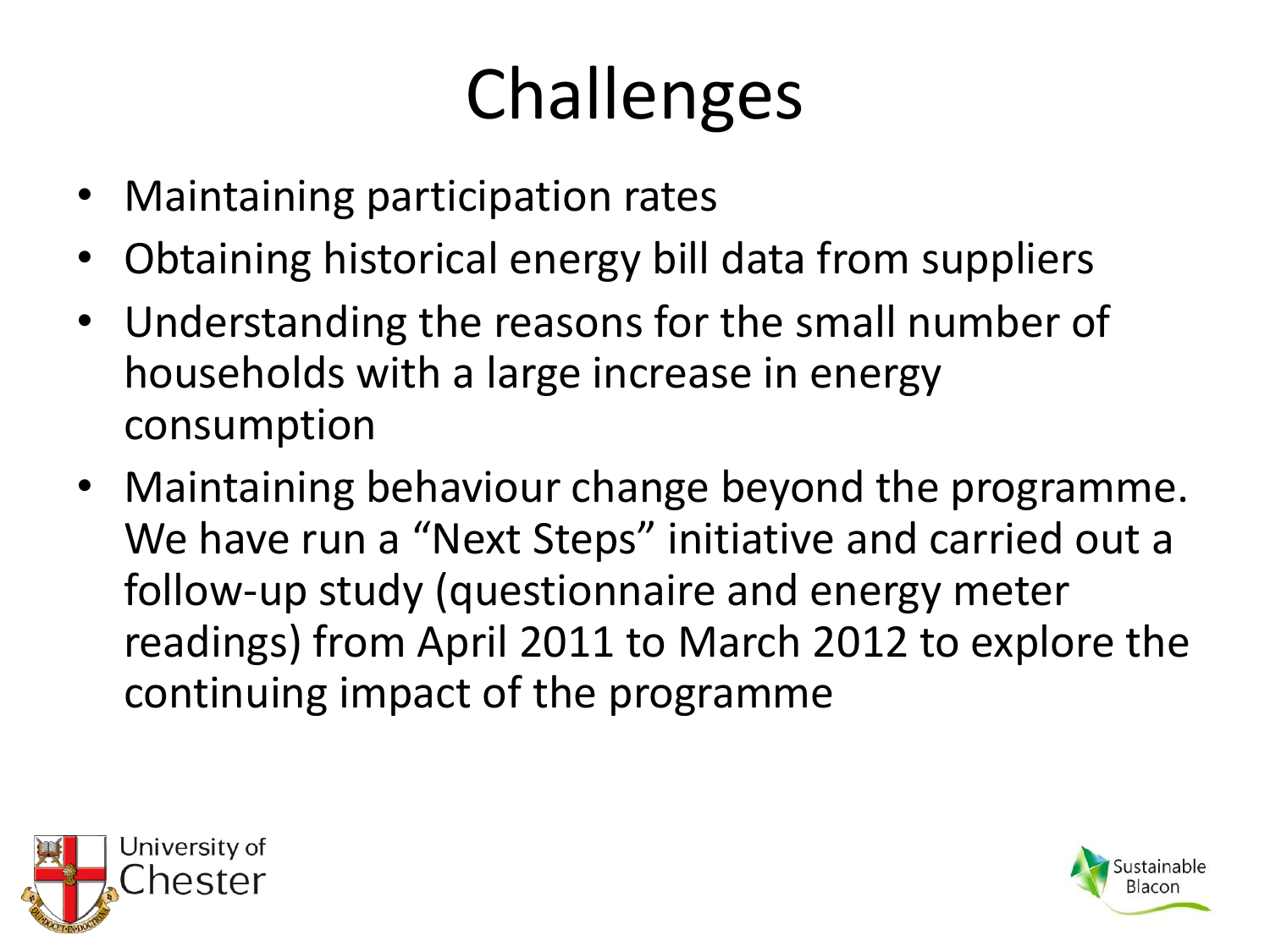# Challenges

- Maintaining participation rates
- Obtaining historical energy bill data from suppliers
- Understanding the reasons for the small number of households with a large increase in energy consumption
- Maintaining behaviour change beyond the programme. We have run a "Next Steps" initiative and carried out a follow-up study (questionnaire and energy meter readings) from April 2011 to March 2012 to explore the continuing impact of the programme

University of Chester

Sustainable Blacon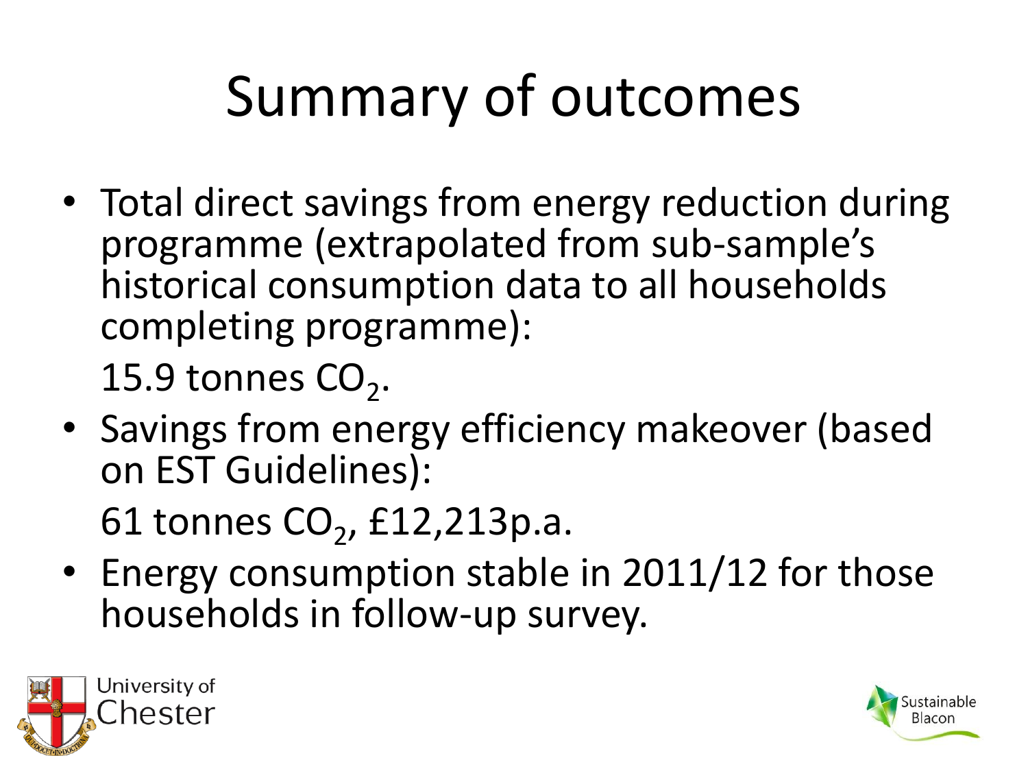# Summary of outcomes

- Total direct savings from energy reduction during programme (extrapolated from sub-sample's historical consumption data to all households completing programme):

  15.9 tonnes $CO_2$.
- Savings from energy efficiency makeover (based on EST Guidelines):

  61 tonnes $CO_2$, £12,213p.a.
- Energy consumption stable in 2011/12 for those households in follow-up survey.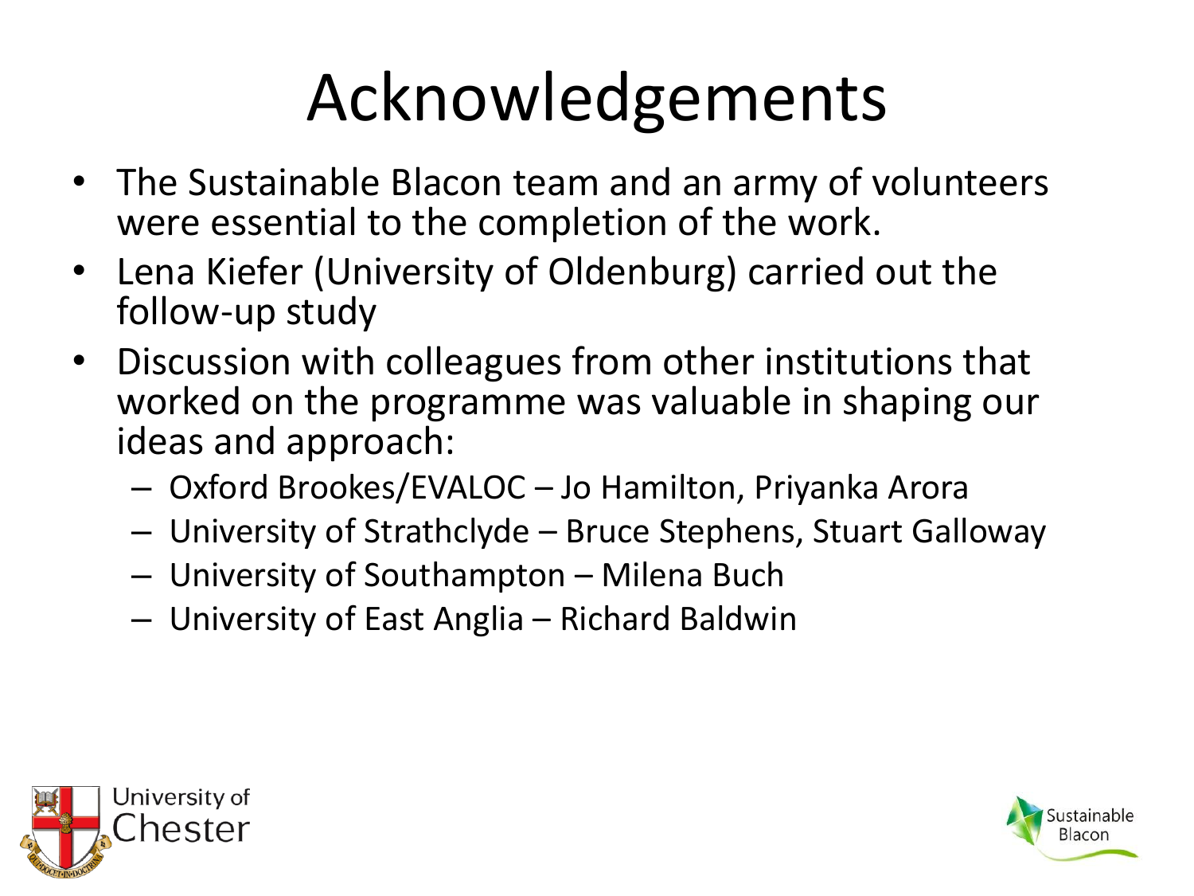# Acknowledgements

- The Sustainable Blacon team and an army of volunteers were essential to the completion of the work.
- Lena Kiefer (University of Oldenburg) carried out the follow-up study
- Discussion with colleagues from other institutions that worked on the programme was valuable in shaping our ideas and approach:
  - Oxford Brookes/EVALOC – Jo Hamilton, Priyanka Arora
  - University of Strathclyde – Bruce Stephens, Stuart Galloway
  - University of Southampton – Milena Buch
  - University of East Anglia – Richard Baldwin

University of Chester

Sustainable Blacon